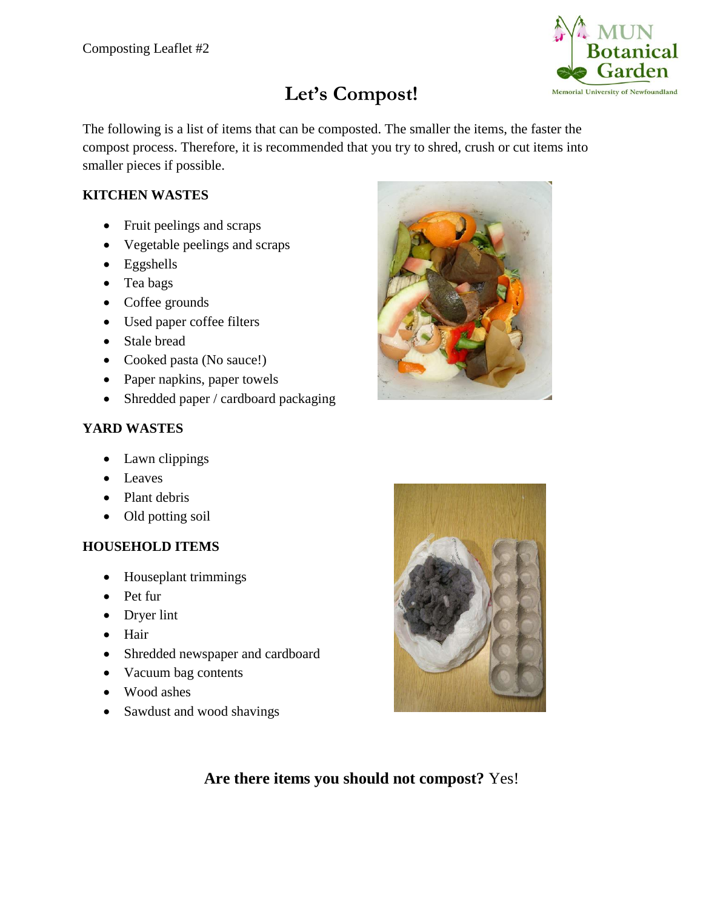Composting Leaflet #2

# Let's Compost!

The following is a list of items that can be composted. The smaller the items, the faster the compost process. Therefore, it is recommended that you try to shred, crush or cut items into smaller pieces if possible.

**KITCHEN WASTES**

- Fruit peelings and scraps
- Vegetable peelings and scraps
- Eggshells
- Tea bags
- Coffee grounds
- Used paper coffee filters
- Stale bread
- Cooked pasta (No sauce!)
- Paper napkins, paper towels
- Shredded paper / cardboard packaging

**YARD WASTES**

- Lawn clippings
- Leaves
- Plant debris
- Old potting soil

**HOUSEHOLD ITEMS**

- Houseplant trimmings
- Pet fur
- Dryer lint
- Hair
- Shredded newspaper and cardboard
- Vacuum bag contents
- Wood ashes
- Sawdust and wood shavings

**Are there items you should not compost?** Yes!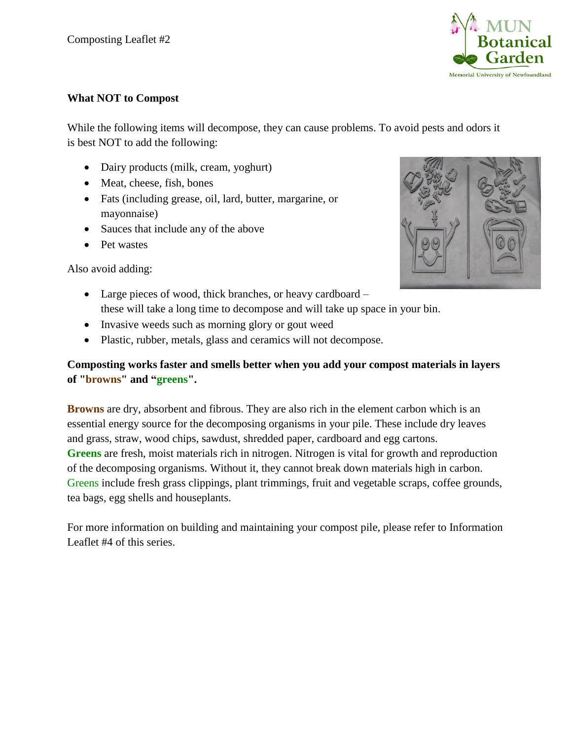Composting Leaflet #2

**What NOT to Compost**

While the following items will decompose, they can cause problems. To avoid pests and odors it is best NOT to add the following:

- Dairy products (milk, cream, yoghurt)
- Meat, cheese, fish, bones
- Fats (including grease, oil, lard, butter, margarine, or mayonnaise)
- Sauces that include any of the above
- Pet wastes

Also avoid adding:

- Large pieces of wood, thick branches, or heavy cardboard – these will take a long time to decompose and will take up space in your bin.
- Invasive weeds such as morning glory or gout weed
- Plastic, rubber, metals, glass and ceramics will not decompose.

**Composting works faster and smells better when you add your compost materials in layers of "browns" and "greens".**

**Browns** are dry, absorbent and fibrous. They are also rich in the element carbon which is an essential energy source for the decomposing organisms in your pile. These include dry leaves and grass, straw, wood chips, sawdust, shredded paper, cardboard and egg cartons.
**Greens** are fresh, moist materials rich in nitrogen. Nitrogen is vital for growth and reproduction of the decomposing organisms. Without it, they cannot break down materials high in carbon. Greens include fresh grass clippings, plant trimmings, fruit and vegetable scraps, coffee grounds, tea bags, egg shells and houseplants.

For more information on building and maintaining your compost pile, please refer to Information Leaflet #4 of this series.